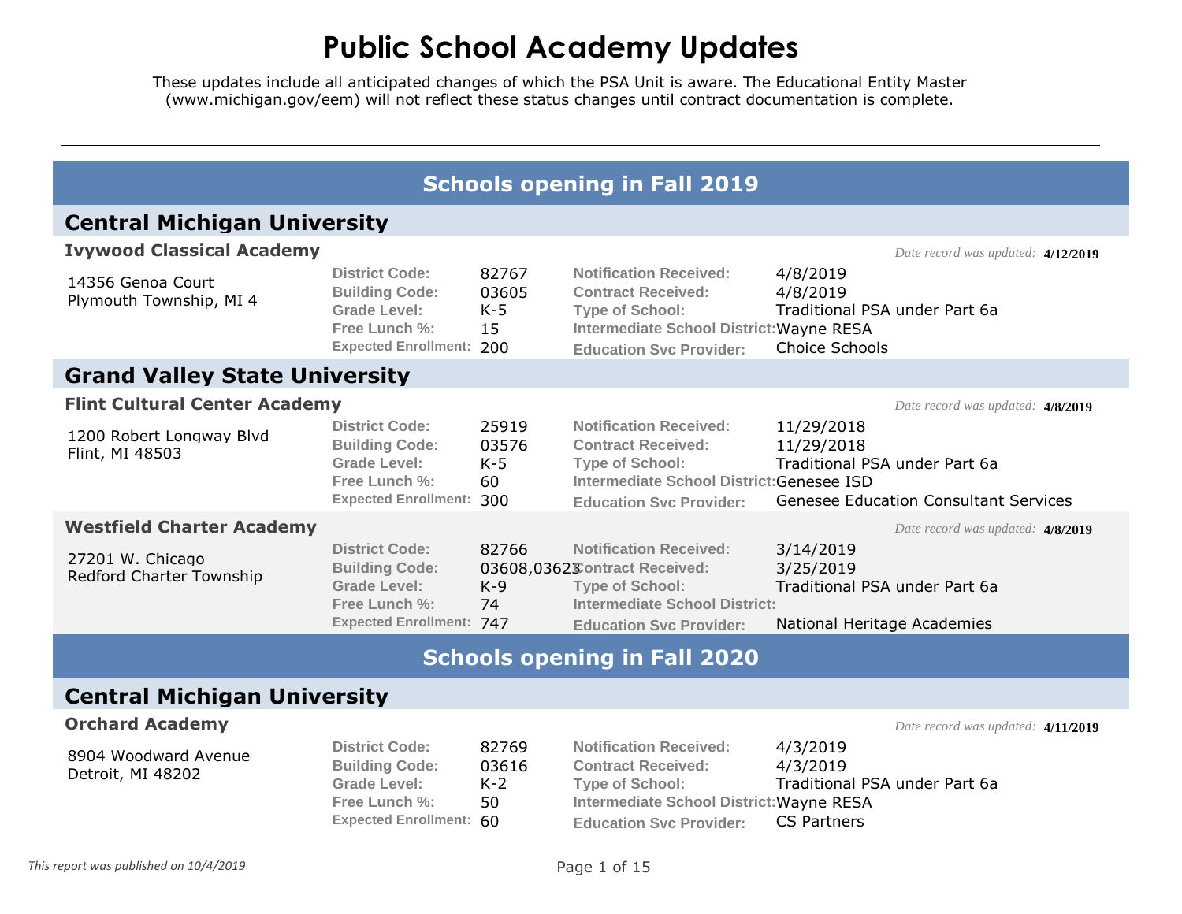# Public School Academy Updates

These updates include all anticipated changes of which the PSA Unit is aware. The Educational Entity Master (www.michigan.gov/eem) will not reflect these status changes until contract documentation is complete.

---

## Schools opening in Fall 2019

### Central Michigan University

#### Ivywood Classical Academy

*Date record was updated:* **4/12/2019**

14356 Genoa Court
Plymouth Township, MI 4

| | | | |
|---|---|---|---|
| **District Code:** | 82767 | **Notification Received:** | 4/8/2019 |
| **Building Code:** | 03605 | **Contract Received:** | 4/8/2019 |
| **Grade Level:** | K-5 | **Type of School:** | Traditional PSA under Part 6a |
| **Free Lunch %:** | 15 | **Intermediate School District:** | Wayne RESA |
| **Expected Enrollment:** | 200 | **Education Svc Provider:** | Choice Schools |

### Grand Valley State University

#### Flint Cultural Center Academy

*Date record was updated:* **4/8/2019**

1200 Robert Longway Blvd
Flint, MI 48503

| | | | |
|---|---|---|---|
| **District Code:** | 25919 | **Notification Received:** | 11/29/2018 |
| **Building Code:** | 03576 | **Contract Received:** | 11/29/2018 |
| **Grade Level:** | K-5 | **Type of School:** | Traditional PSA under Part 6a |
| **Free Lunch %:** | 60 | **Intermediate School District:** | Genesee ISD |
| **Expected Enrollment:** | 300 | **Education Svc Provider:** | Genesee Education Consultant Services |

#### Westfield Charter Academy

*Date record was updated:* **4/8/2019**

27201 W. Chicago
Redford Charter Township

| | | | |
|---|---|---|---|
| **District Code:** | 82766 | **Notification Received:** | 3/14/2019 |
| **Building Code:** | 03608,03623 | **Contract Received:** | 3/25/2019 |
| **Grade Level:** | K-9 | **Type of School:** | Traditional PSA under Part 6a |
| **Free Lunch %:** | 74 | **Intermediate School District:** | |
| **Expected Enrollment:** | 747 | **Education Svc Provider:** | National Heritage Academies |

## Schools opening in Fall 2020

### Central Michigan University

#### Orchard Academy

*Date record was updated:* **4/11/2019**

8904 Woodward Avenue
Detroit, MI 48202

| | | | |
|---|---|---|---|
| **District Code:** | 82769 | **Notification Received:** | 4/3/2019 |
| **Building Code:** | 03616 | **Contract Received:** | 4/3/2019 |
| **Grade Level:** | K-2 | **Type of School:** | Traditional PSA under Part 6a |
| **Free Lunch %:** | 50 | **Intermediate School District:** | Wayne RESA |
| **Expected Enrollment:** | 60 | **Education Svc Provider:** | CS Partners |

*This report was published on 10/4/2019*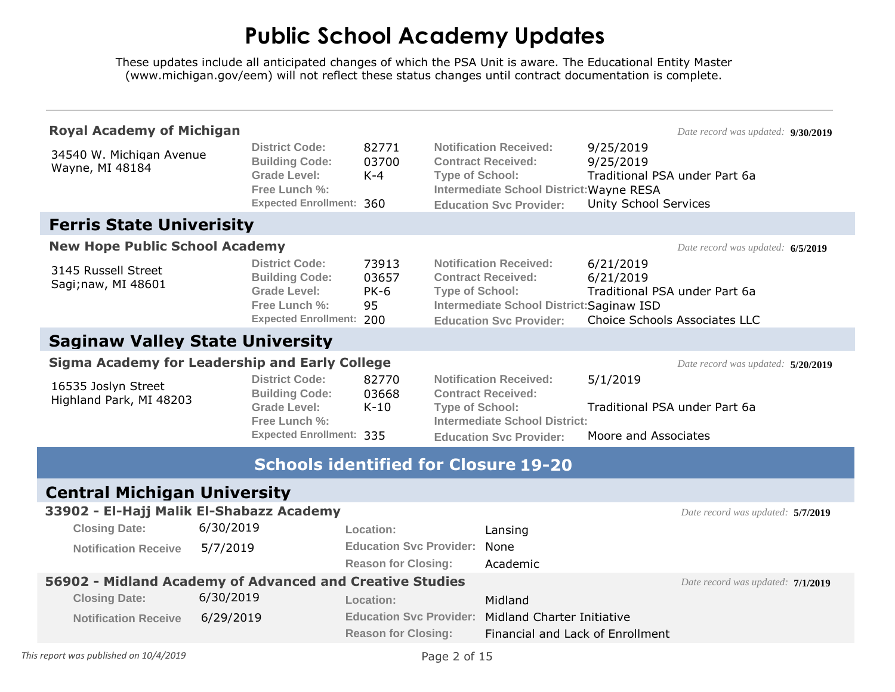# Public School Academy Updates

These updates include all anticipated changes of which the PSA Unit is aware. The Educational Entity Master (www.michigan.gov/eem) will not reflect these status changes until contract documentation is complete.

---

### Royal Academy of Michigan

*Date record was updated:* **9/30/2019**

34540 W. Michigan Avenue
Wayne, MI 48184

| | | | |
|---|---|---|---|
| **District Code:** | 82771 | **Notification Received:** | 9/25/2019 |
| **Building Code:** | 03700 | **Contract Received:** | 9/25/2019 |
| **Grade Level:** | K-4 | **Type of School:** | Traditional PSA under Part 6a |
| **Free Lunch %:** | | **Intermediate School District:** | Wayne RESA |
| **Expected Enrollment:** | 360 | **Education Svc Provider:** | Unity School Services |

## Ferris State Univerisity

### New Hope Public School Academy

*Date record was updated:* **6/5/2019**

3145 Russell Street
Sagi;naw, MI 48601

| | | | |
|---|---|---|---|
| **District Code:** | 73913 | **Notification Received:** | 6/21/2019 |
| **Building Code:** | 03657 | **Contract Received:** | 6/21/2019 |
| **Grade Level:** | PK-6 | **Type of School:** | Traditional PSA under Part 6a |
| **Free Lunch %:** | 95 | **Intermediate School District:** | Saginaw ISD |
| **Expected Enrollment:** | 200 | **Education Svc Provider:** | Choice Schools Associates LLC |

## Saginaw Valley State University

### Sigma Academy for Leadership and Early College

*Date record was updated:* **5/20/2019**

16535 Joslyn Street
Highland Park, MI 48203

| | | | |
|---|---|---|---|
| **District Code:** | 82770 | **Notification Received:** | 5/1/2019 |
| **Building Code:** | 03668 | **Contract Received:** | |
| **Grade Level:** | K-10 | **Type of School:** | Traditional PSA under Part 6a |
| **Free Lunch %:** | | **Intermediate School District:** | |
| **Expected Enrollment:** | 335 | **Education Svc Provider:** | Moore and Associates |

# Schools identified for Closure 19-20

## Central Michigan University

### 33902 - El-Hajj Malik El-Shabazz Academy

*Date record was updated:* **5/7/2019**

| | | | |
|---|---|---|---|
| **Closing Date:** | 6/30/2019 | **Location:** | Lansing |
| **Notification Receive** | 5/7/2019 | **Education Svc Provider:** | None |
| | | **Reason for Closing:** | Academic |

### 56902 - Midland Academy of Advanced and Creative Studies

*Date record was updated:* **7/1/2019**

| | | | |
|---|---|---|---|
| **Closing Date:** | 6/30/2019 | **Location:** | Midland |
| **Notification Receive** | 6/29/2019 | **Education Svc Provider:** | Midland Charter Initiative |
| | | **Reason for Closing:** | Financial and Lack of Enrollment |

*This report was published on 10/4/2019*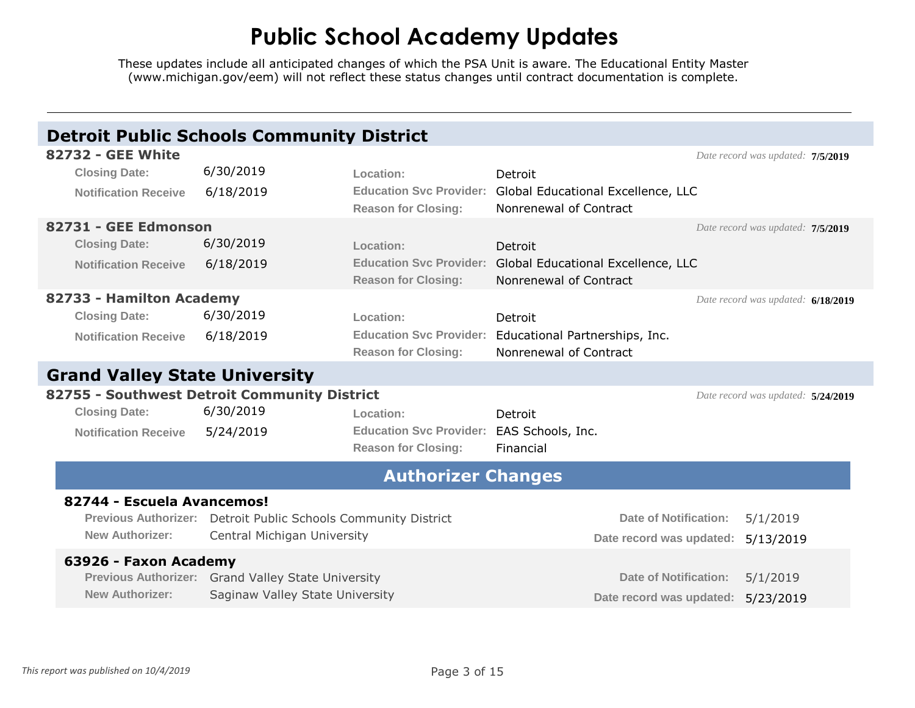# Public School Academy Updates

These updates include all anticipated changes of which the PSA Unit is aware. The Educational Entity Master (www.michigan.gov/eem) will not reflect these status changes until contract documentation is complete.

---

## Detroit Public Schools Community District

### 82732 - GEE White

*Date record was updated:* **7/5/2019**

| | | | |
|---|---|---|---|
| **Closing Date:** | 6/30/2019 | **Location:** | Detroit |
| **Notification Receive** | 6/18/2019 | **Education Svc Provider:** | Global Educational Excellence, LLC |
| | | **Reason for Closing:** | Nonrenewal of Contract |

### 82731 - GEE Edmonson

*Date record was updated:* **7/5/2019**

| | | | |
|---|---|---|---|
| **Closing Date:** | 6/30/2019 | **Location:** | Detroit |
| **Notification Receive** | 6/18/2019 | **Education Svc Provider:** | Global Educational Excellence, LLC |
| | | **Reason for Closing:** | Nonrenewal of Contract |

### 82733 - Hamilton Academy

*Date record was updated:* **6/18/2019**

| | | | |
|---|---|---|---|
| **Closing Date:** | 6/30/2019 | **Location:** | Detroit |
| **Notification Receive** | 6/18/2019 | **Education Svc Provider:** | Educational Partnerships, Inc. |
| | | **Reason for Closing:** | Nonrenewal of Contract |

## Grand Valley State University

### 82755 - Southwest Detroit Community District

*Date record was updated:* **5/24/2019**

| | | | |
|---|---|---|---|
| **Closing Date:** | 6/30/2019 | **Location:** | Detroit |
| **Notification Receive** | 5/24/2019 | **Education Svc Provider:** | EAS Schools, Inc. |
| | | **Reason for Closing:** | Financial |

## Authorizer Changes

### 82744 - Escuela Avancemos!

| | | | |
|---|---|---|---|
| **Previous Authorizer:** | Detroit Public Schools Community District | **Date of Notification:** | 5/1/2019 |
| **New Authorizer:** | Central Michigan University | **Date record was updated:** | 5/13/2019 |

### 63926 - Faxon Academy

| | | | |
|---|---|---|---|
| **Previous Authorizer:** | Grand Valley State University | **Date of Notification:** | 5/1/2019 |
| **New Authorizer:** | Saginaw Valley State University | **Date record was updated:** | 5/23/2019 |

*This report was published on 10/4/2019*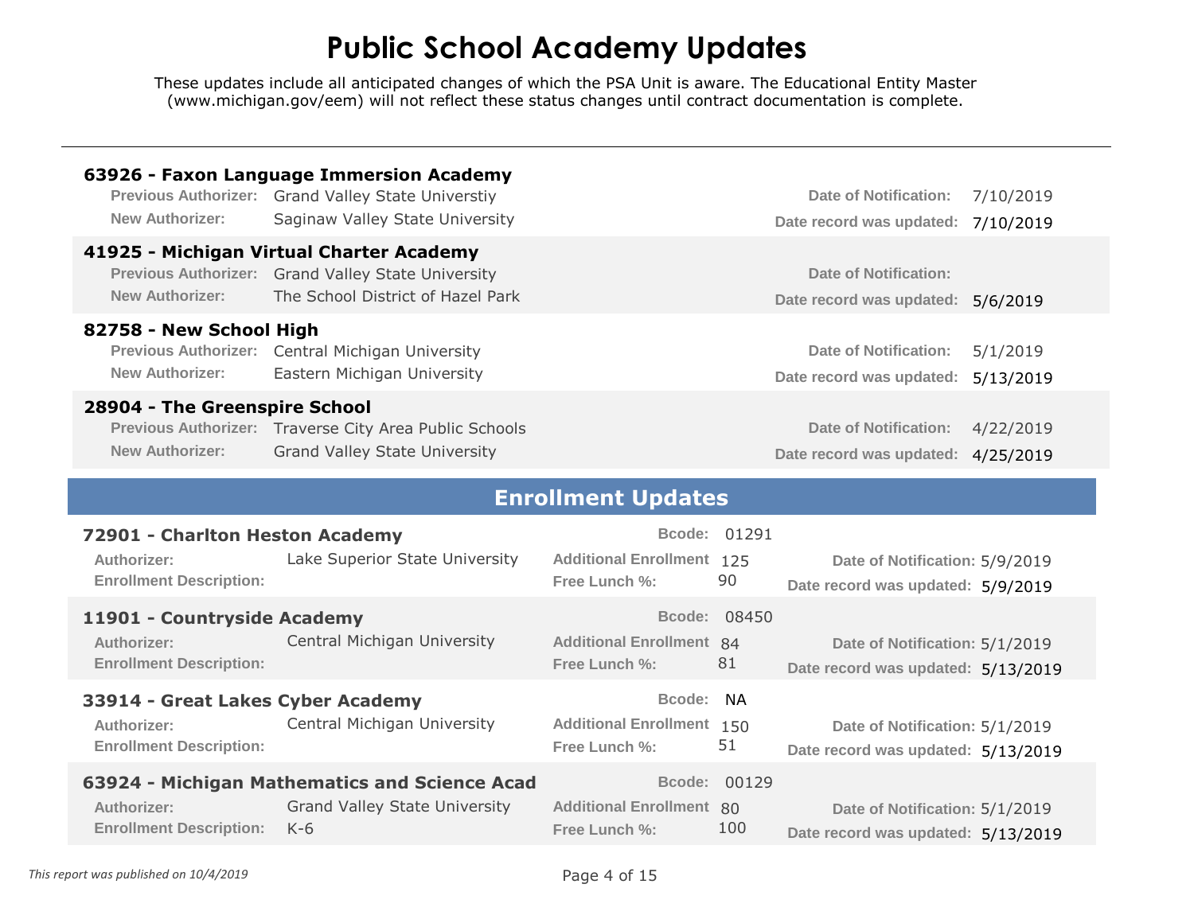# Public School Academy Updates

These updates include all anticipated changes of which the PSA Unit is aware. The Educational Entity Master (www.michigan.gov/eem) will not reflect these status changes until contract documentation is complete.

---

**63926 - Faxon Language Immersion Academy**

| | | | |
|---|---|---|---|
| **Previous Authorizer:** | Grand Valley State Universtiy | **Date of Notification:** | 7/10/2019 |
| **New Authorizer:** | Saginaw Valley State University | **Date record was updated:** | 7/10/2019 |

**41925 - Michigan Virtual Charter Academy**

| | | | |
|---|---|---|---|
| **Previous Authorizer:** | Grand Valley State University | **Date of Notification:** | |
| **New Authorizer:** | The School District of Hazel Park | **Date record was updated:** | 5/6/2019 |

**82758 - New School High**

| | | | |
|---|---|---|---|
| **Previous Authorizer:** | Central Michigan University | **Date of Notification:** | 5/1/2019 |
| **New Authorizer:** | Eastern Michigan University | **Date record was updated:** | 5/13/2019 |

**28904 - The Greenspire School**

| | | | |
|---|---|---|---|
| **Previous Authorizer:** | Traverse City Area Public Schools | **Date of Notification:** | 4/22/2019 |
| **New Authorizer:** | Grand Valley State University | **Date record was updated:** | 4/25/2019 |

## Enrollment Updates

**72901 - Charlton Heston Academy** — **Bcode:** 01291

| | | | | | |
|---|---|---|---|---|---|
| **Authorizer:** | Lake Superior State University | **Additional Enrollment** | 125 | **Date of Notification:** | 5/9/2019 |
| **Enrollment Description:** | | **Free Lunch %:** | 90 | **Date record was updated:** | 5/9/2019 |

**11901 - Countryside Academy** — **Bcode:** 08450

| | | | | | |
|---|---|---|---|---|---|
| **Authorizer:** | Central Michigan University | **Additional Enrollment** | 84 | **Date of Notification:** | 5/1/2019 |
| **Enrollment Description:** | | **Free Lunch %:** | 81 | **Date record was updated:** | 5/13/2019 |

**33914 - Great Lakes Cyber Academy** — **Bcode:** NA

| | | | | | |
|---|---|---|---|---|---|
| **Authorizer:** | Central Michigan University | **Additional Enrollment** | 150 | **Date of Notification:** | 5/1/2019 |
| **Enrollment Description:** | | **Free Lunch %:** | 51 | **Date record was updated:** | 5/13/2019 |

**63924 - Michigan Mathematics and Science Acad** — **Bcode:** 00129

| | | | | | |
|---|---|---|---|---|---|
| **Authorizer:** | Grand Valley State University | **Additional Enrollment** | 80 | **Date of Notification:** | 5/1/2019 |
| **Enrollment Description:** | K-6 | **Free Lunch %:** | 100 | **Date record was updated:** | 5/13/2019 |

*This report was published on 10/4/2019*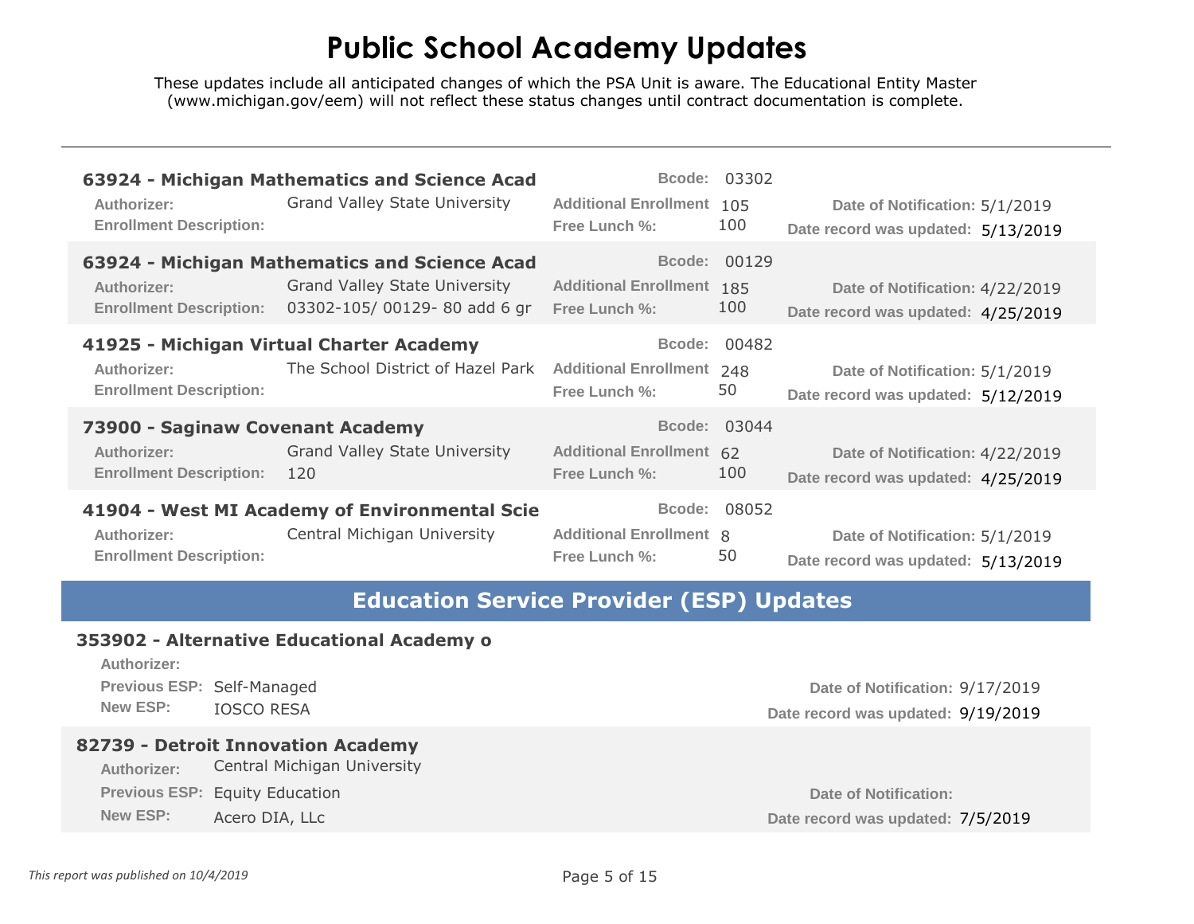# Public School Academy Updates

These updates include all anticipated changes of which the PSA Unit is aware. The Educational Entity Master (www.michigan.gov/eem) will not reflect these status changes until contract documentation is complete.

---

**63924 - Michigan Mathematics and Science Acad** — **Bcode:** 03302

| | | | | | |
|---|---|---|---|---|---|
| **Authorizer:** | Grand Valley State University | **Additional Enrollment** | 105 | **Date of Notification:** | 5/1/2019 |
| **Enrollment Description:** | | **Free Lunch %:** | 100 | **Date record was updated:** | 5/13/2019 |

**63924 - Michigan Mathematics and Science Acad** — **Bcode:** 00129

| | | | | | |
|---|---|---|---|---|---|
| **Authorizer:** | Grand Valley State University | **Additional Enrollment** | 185 | **Date of Notification:** | 4/22/2019 |
| **Enrollment Description:** | 03302-105/ 00129- 80 add 6 gr | **Free Lunch %:** | 100 | **Date record was updated:** | 4/25/2019 |

**41925 - Michigan Virtual Charter Academy** — **Bcode:** 00482

| | | | | | |
|---|---|---|---|---|---|
| **Authorizer:** | The School District of Hazel Park | **Additional Enrollment** | 248 | **Date of Notification:** | 5/1/2019 |
| **Enrollment Description:** | | **Free Lunch %:** | 50 | **Date record was updated:** | 5/12/2019 |

**73900 - Saginaw Covenant Academy** — **Bcode:** 03044

| | | | | | |
|---|---|---|---|---|---|
| **Authorizer:** | Grand Valley State University | **Additional Enrollment** | 62 | **Date of Notification:** | 4/22/2019 |
| **Enrollment Description:** | 120 | **Free Lunch %:** | 100 | **Date record was updated:** | 4/25/2019 |

**41904 - West MI Academy of Environmental Scie** — **Bcode:** 08052

| | | | | | |
|---|---|---|---|---|---|
| **Authorizer:** | Central Michigan University | **Additional Enrollment** | 8 | **Date of Notification:** | 5/1/2019 |
| **Enrollment Description:** | | **Free Lunch %:** | 50 | **Date record was updated:** | 5/13/2019 |

## Education Service Provider (ESP) Updates

**353902 - Alternative Educational Academy o**

| | | | |
|---|---|---|---|
| **Authorizer:** | | | |
| **Previous ESP:** | Self-Managed | **Date of Notification:** | 9/17/2019 |
| **New ESP:** | IOSCO RESA | **Date record was updated:** | 9/19/2019 |

**82739 - Detroit Innovation Academy**

| | | | |
|---|---|---|---|
| **Authorizer:** | Central Michigan University | | |
| **Previous ESP:** | Equity Education | **Date of Notification:** | |
| **New ESP:** | Acero DIA, LLc | **Date record was updated:** | 7/5/2019 |

*This report was published on 10/4/2019*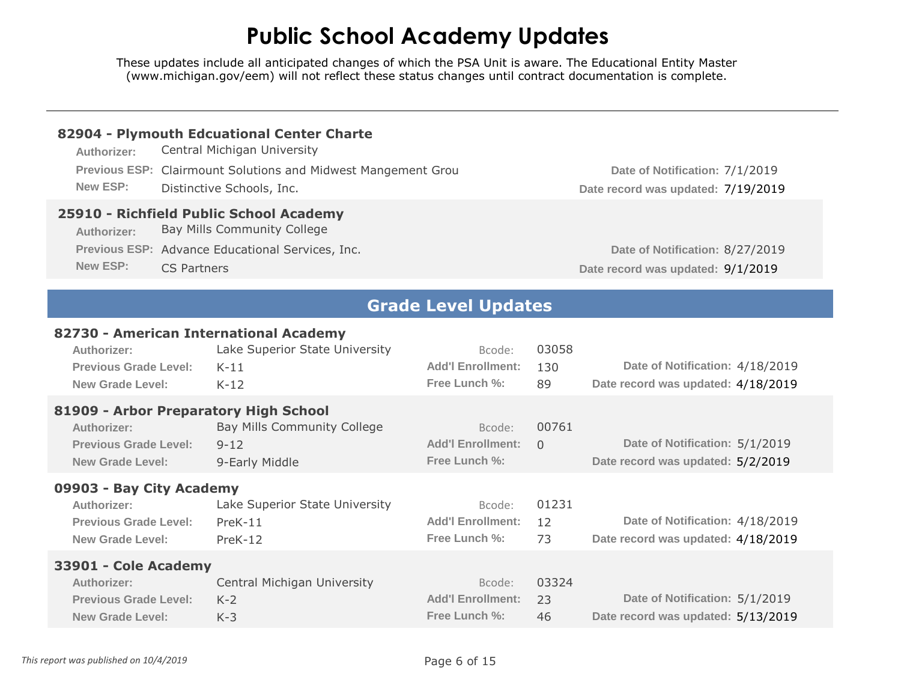# Public School Academy Updates

These updates include all anticipated changes of which the PSA Unit is aware. The Educational Entity Master (www.michigan.gov/eem) will not reflect these status changes until contract documentation is complete.

---

### 82904 - Plymouth Edcuational Center Charte

**Authorizer:** Central Michigan University
**Previous ESP:** Clairmount Solutions and Midwest Mangement Grou
**New ESP:** Distinctive Schools, Inc.
**Date of Notification:** 7/1/2019
**Date record was updated:** 7/19/2019

### 25910 - Richfield Public School Academy

**Authorizer:** Bay Mills Community College
**Previous ESP:** Advance Educational Services, Inc.
**New ESP:** CS Partners
**Date of Notification:** 8/27/2019
**Date record was updated:** 9/1/2019

## Grade Level Updates

### 82730 - American International Academy

**Authorizer:** Lake Superior State University
**Bcode:** 03058
**Previous Grade Level:** K-11
**New Grade Level:** K-12
**Add'l Enrollment:** 130
**Free Lunch %:** 89
**Date of Notification:** 4/18/2019
**Date record was updated:** 4/18/2019

### 81909 - Arbor Preparatory High School

**Authorizer:** Bay Mills Community College
**Bcode:** 00761
**Previous Grade Level:** 9-12
**New Grade Level:** 9-Early Middle
**Add'l Enrollment:** 0
**Free Lunch %:**
**Date of Notification:** 5/1/2019
**Date record was updated:** 5/2/2019

### 09903 - Bay City Academy

**Authorizer:** Lake Superior State University
**Bcode:** 01231
**Previous Grade Level:** PreK-11
**New Grade Level:** PreK-12
**Add'l Enrollment:** 12
**Free Lunch %:** 73
**Date of Notification:** 4/18/2019
**Date record was updated:** 4/18/2019

### 33901 - Cole Academy

**Authorizer:** Central Michigan University
**Bcode:** 03324
**Previous Grade Level:** K-2
**New Grade Level:** K-3
**Add'l Enrollment:** 23
**Free Lunch %:** 46
**Date of Notification:** 5/1/2019
**Date record was updated:** 5/13/2019

*This report was published on 10/4/2019*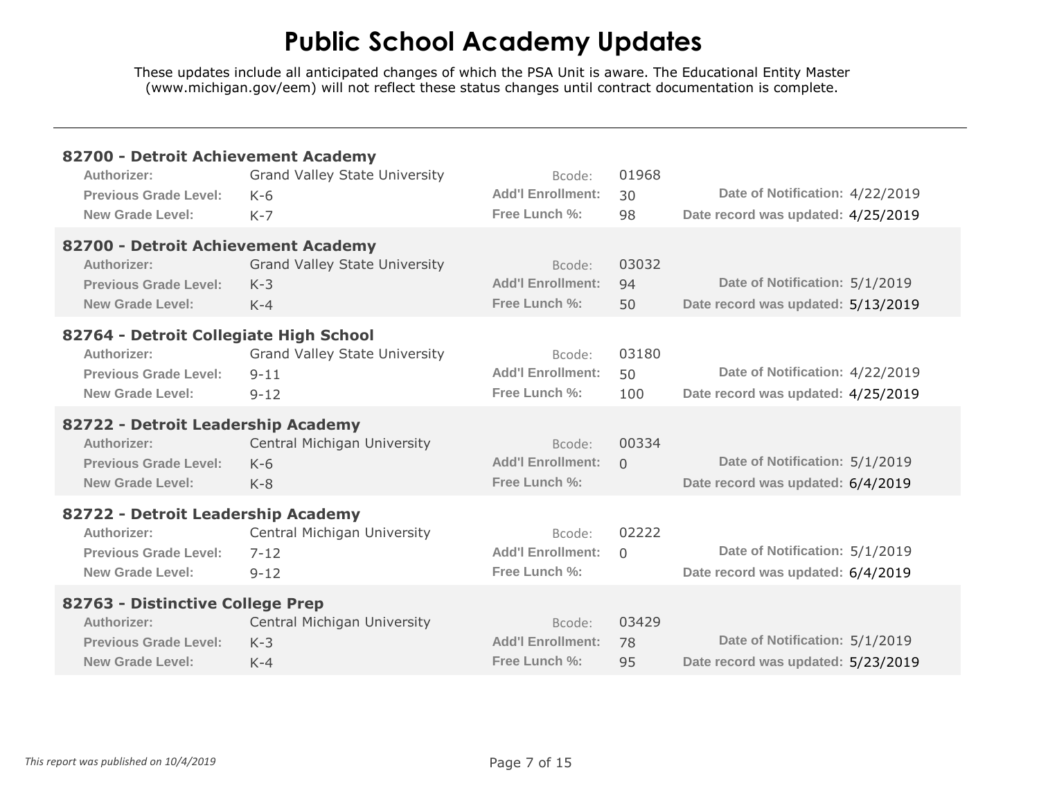# Public School Academy Updates

These updates include all anticipated changes of which the PSA Unit is aware. The Educational Entity Master (www.michigan.gov/eem) will not reflect these status changes until contract documentation is complete.

---

### 82700 - Detroit Achievement Academy

| | | | | | |
|---|---|---|---|---|---|
| **Authorizer:** | Grand Valley State University | Bcode: | 01968 | | |
| **Previous Grade Level:** | K-6 | **Add'l Enrollment:** | 30 | **Date of Notification:** | 4/22/2019 |
| **New Grade Level:** | K-7 | **Free Lunch %:** | 98 | **Date record was updated:** | 4/25/2019 |

### 82700 - Detroit Achievement Academy

| | | | | | |
|---|---|---|---|---|---|
| **Authorizer:** | Grand Valley State University | Bcode: | 03032 | | |
| **Previous Grade Level:** | K-3 | **Add'l Enrollment:** | 94 | **Date of Notification:** | 5/1/2019 |
| **New Grade Level:** | K-4 | **Free Lunch %:** | 50 | **Date record was updated:** | 5/13/2019 |

### 82764 - Detroit Collegiate High School

| | | | | | |
|---|---|---|---|---|---|
| **Authorizer:** | Grand Valley State University | Bcode: | 03180 | | |
| **Previous Grade Level:** | 9-11 | **Add'l Enrollment:** | 50 | **Date of Notification:** | 4/22/2019 |
| **New Grade Level:** | 9-12 | **Free Lunch %:** | 100 | **Date record was updated:** | 4/25/2019 |

### 82722 - Detroit Leadership Academy

| | | | | | |
|---|---|---|---|---|---|
| **Authorizer:** | Central Michigan University | Bcode: | 00334 | | |
| **Previous Grade Level:** | K-6 | **Add'l Enrollment:** | 0 | **Date of Notification:** | 5/1/2019 |
| **New Grade Level:** | K-8 | **Free Lunch %:** | | **Date record was updated:** | 6/4/2019 |

### 82722 - Detroit Leadership Academy

| | | | | | |
|---|---|---|---|---|---|
| **Authorizer:** | Central Michigan University | Bcode: | 02222 | | |
| **Previous Grade Level:** | 7-12 | **Add'l Enrollment:** | 0 | **Date of Notification:** | 5/1/2019 |
| **New Grade Level:** | 9-12 | **Free Lunch %:** | | **Date record was updated:** | 6/4/2019 |

### 82763 - Distinctive College Prep

| | | | | | |
|---|---|---|---|---|---|
| **Authorizer:** | Central Michigan University | Bcode: | 03429 | | |
| **Previous Grade Level:** | K-3 | **Add'l Enrollment:** | 78 | **Date of Notification:** | 5/1/2019 |
| **New Grade Level:** | K-4 | **Free Lunch %:** | 95 | **Date record was updated:** | 5/23/2019 |

*This report was published on 10/4/2019*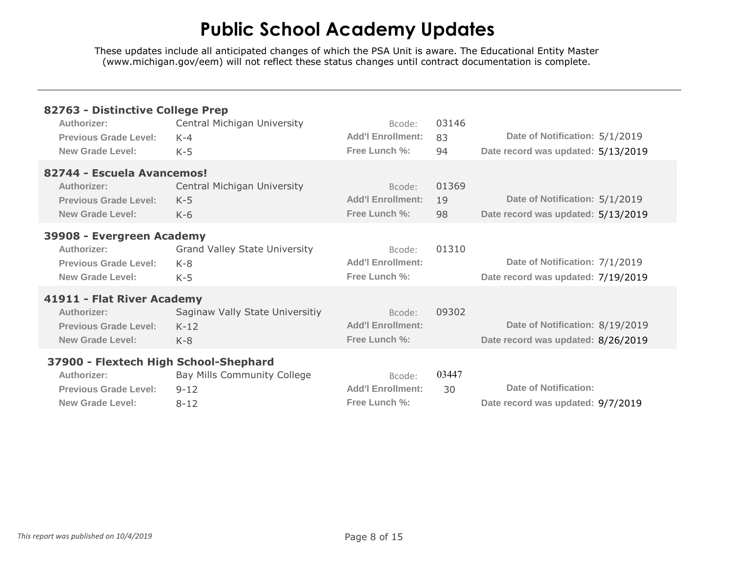# Public School Academy Updates

These updates include all anticipated changes of which the PSA Unit is aware. The Educational Entity Master (www.michigan.gov/eem) will not reflect these status changes until contract documentation is complete.

---

### 82763 - Distinctive College Prep

| | | | | | |
|---|---|---|---|---|---|
| **Authorizer:** | Central Michigan University | Bcode: | 03146 | | |
| **Previous Grade Level:** | K-4 | **Add'l Enrollment:** | 83 | **Date of Notification:** | 5/1/2019 |
| **New Grade Level:** | K-5 | **Free Lunch %:** | 94 | **Date record was updated:** | 5/13/2019 |

### 82744 - Escuela Avancemos!

| | | | | | |
|---|---|---|---|---|---|
| **Authorizer:** | Central Michigan University | Bcode: | 01369 | | |
| **Previous Grade Level:** | K-5 | **Add'l Enrollment:** | 19 | **Date of Notification:** | 5/1/2019 |
| **New Grade Level:** | K-6 | **Free Lunch %:** | 98 | **Date record was updated:** | 5/13/2019 |

### 39908 - Evergreen Academy

| | | | | | |
|---|---|---|---|---|---|
| **Authorizer:** | Grand Valley State University | Bcode: | 01310 | | |
| **Previous Grade Level:** | K-8 | **Add'l Enrollment:** | | **Date of Notification:** | 7/1/2019 |
| **New Grade Level:** | K-5 | **Free Lunch %:** | | **Date record was updated:** | 7/19/2019 |

### 41911 - Flat River Academy

| | | | | | |
|---|---|---|---|---|---|
| **Authorizer:** | Saginaw Vally State Universitiy | Bcode: | 09302 | | |
| **Previous Grade Level:** | K-12 | **Add'l Enrollment:** | | **Date of Notification:** | 8/19/2019 |
| **New Grade Level:** | K-8 | **Free Lunch %:** | | **Date record was updated:** | 8/26/2019 |

### 37900 - Flextech High School-Shephard

| | | | | | |
|---|---|---|---|---|---|
| **Authorizer:** | Bay Mills Community College | Bcode: | 03447 | | |
| **Previous Grade Level:** | 9-12 | **Add'l Enrollment:** | 30 | **Date of Notification:** | |
| **New Grade Level:** | 8-12 | **Free Lunch %:** | | **Date record was updated:** | 9/7/2019 |

*This report was published on 10/4/2019*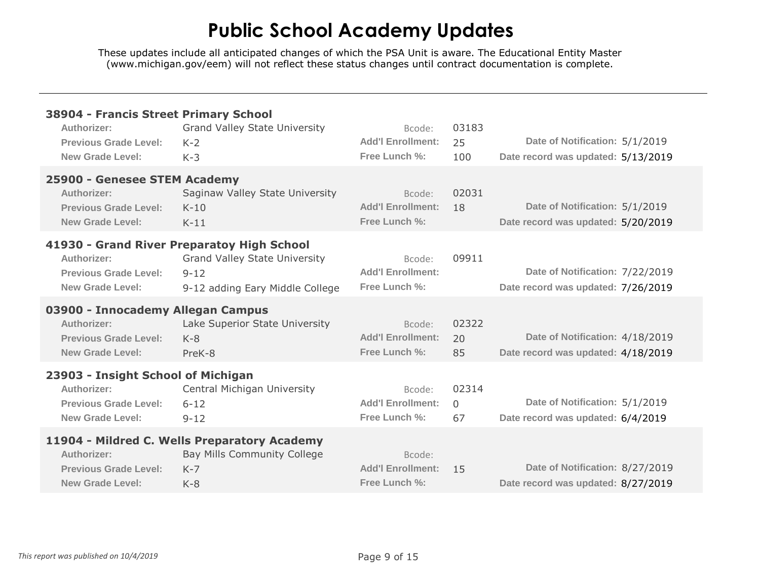# Public School Academy Updates

These updates include all anticipated changes of which the PSA Unit is aware. The Educational Entity Master (www.michigan.gov/eem) will not reflect these status changes until contract documentation is complete.

---

### 38904 - Francis Street Primary School

| | | | | | |
|---|---|---|---|---|---|
| **Authorizer:** | Grand Valley State University | Bcode: | 03183 | | |
| **Previous Grade Level:** | K-2 | **Add'l Enrollment:** | 25 | **Date of Notification:** | 5/1/2019 |
| **New Grade Level:** | K-3 | **Free Lunch %:** | 100 | **Date record was updated:** | 5/13/2019 |

### 25900 - Genesee STEM Academy

| | | | | | |
|---|---|---|---|---|---|
| **Authorizer:** | Saginaw Valley State University | Bcode: | 02031 | | |
| **Previous Grade Level:** | K-10 | **Add'l Enrollment:** | 18 | **Date of Notification:** | 5/1/2019 |
| **New Grade Level:** | K-11 | **Free Lunch %:** | | **Date record was updated:** | 5/20/2019 |

### 41930 - Grand River Preparatoy High School

| | | | | | |
|---|---|---|---|---|---|
| **Authorizer:** | Grand Valley State University | Bcode: | 09911 | | |
| **Previous Grade Level:** | 9-12 | **Add'l Enrollment:** | | **Date of Notification:** | 7/22/2019 |
| **New Grade Level:** | 9-12 adding Eary Middle College | **Free Lunch %:** | | **Date record was updated:** | 7/26/2019 |

### 03900 - Innocademy Allegan Campus

| | | | | | |
|---|---|---|---|---|---|
| **Authorizer:** | Lake Superior State University | Bcode: | 02322 | | |
| **Previous Grade Level:** | K-8 | **Add'l Enrollment:** | 20 | **Date of Notification:** | 4/18/2019 |
| **New Grade Level:** | PreK-8 | **Free Lunch %:** | 85 | **Date record was updated:** | 4/18/2019 |

### 23903 - Insight School of Michigan

| | | | | | |
|---|---|---|---|---|---|
| **Authorizer:** | Central Michigan University | Bcode: | 02314 | | |
| **Previous Grade Level:** | 6-12 | **Add'l Enrollment:** | 0 | **Date of Notification:** | 5/1/2019 |
| **New Grade Level:** | 9-12 | **Free Lunch %:** | 67 | **Date record was updated:** | 6/4/2019 |

### 11904 - Mildred C. Wells Preparatory Academy

| | | | | | |
|---|---|---|---|---|---|
| **Authorizer:** | Bay Mills Community College | Bcode: | | | |
| **Previous Grade Level:** | K-7 | **Add'l Enrollment:** | 15 | **Date of Notification:** | 8/27/2019 |
| **New Grade Level:** | K-8 | **Free Lunch %:** | | **Date record was updated:** | 8/27/2019 |

*This report was published on 10/4/2019*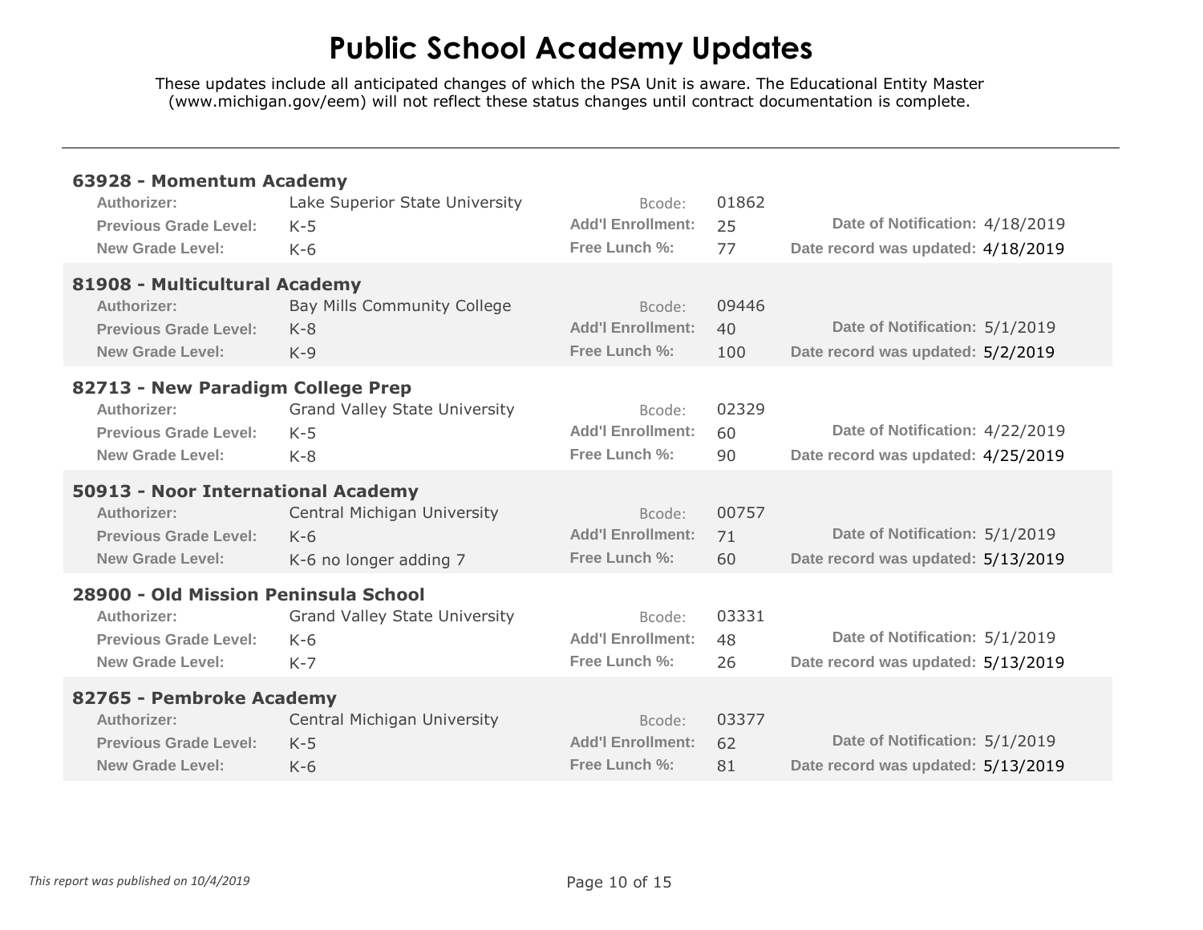# Public School Academy Updates

These updates include all anticipated changes of which the PSA Unit is aware. The Educational Entity Master (www.michigan.gov/eem) will not reflect these status changes until contract documentation is complete.

---

### 63928 - Momentum Academy

| | | | | | |
|---|---|---|---|---|---|
| **Authorizer:** | Lake Superior State University | Bcode: | 01862 | | |
| **Previous Grade Level:** | K-5 | **Add'l Enrollment:** | 25 | **Date of Notification:** | 4/18/2019 |
| **New Grade Level:** | K-6 | **Free Lunch %:** | 77 | **Date record was updated:** | 4/18/2019 |

### 81908 - Multicultural Academy

| | | | | | |
|---|---|---|---|---|---|
| **Authorizer:** | Bay Mills Community College | Bcode: | 09446 | | |
| **Previous Grade Level:** | K-8 | **Add'l Enrollment:** | 40 | **Date of Notification:** | 5/1/2019 |
| **New Grade Level:** | K-9 | **Free Lunch %:** | 100 | **Date record was updated:** | 5/2/2019 |

### 82713 - New Paradigm College Prep

| | | | | | |
|---|---|---|---|---|---|
| **Authorizer:** | Grand Valley State University | Bcode: | 02329 | | |
| **Previous Grade Level:** | K-5 | **Add'l Enrollment:** | 60 | **Date of Notification:** | 4/22/2019 |
| **New Grade Level:** | K-8 | **Free Lunch %:** | 90 | **Date record was updated:** | 4/25/2019 |

### 50913 - Noor International Academy

| | | | | | |
|---|---|---|---|---|---|
| **Authorizer:** | Central Michigan University | Bcode: | 00757 | | |
| **Previous Grade Level:** | K-6 | **Add'l Enrollment:** | 71 | **Date of Notification:** | 5/1/2019 |
| **New Grade Level:** | K-6 no longer adding 7 | **Free Lunch %:** | 60 | **Date record was updated:** | 5/13/2019 |

### 28900 - Old Mission Peninsula School

| | | | | | |
|---|---|---|---|---|---|
| **Authorizer:** | Grand Valley State University | Bcode: | 03331 | | |
| **Previous Grade Level:** | K-6 | **Add'l Enrollment:** | 48 | **Date of Notification:** | 5/1/2019 |
| **New Grade Level:** | K-7 | **Free Lunch %:** | 26 | **Date record was updated:** | 5/13/2019 |

### 82765 - Pembroke Academy

| | | | | | |
|---|---|---|---|---|---|
| **Authorizer:** | Central Michigan University | Bcode: | 03377 | | |
| **Previous Grade Level:** | K-5 | **Add'l Enrollment:** | 62 | **Date of Notification:** | 5/1/2019 |
| **New Grade Level:** | K-6 | **Free Lunch %:** | 81 | **Date record was updated:** | 5/13/2019 |

*This report was published on 10/4/2019*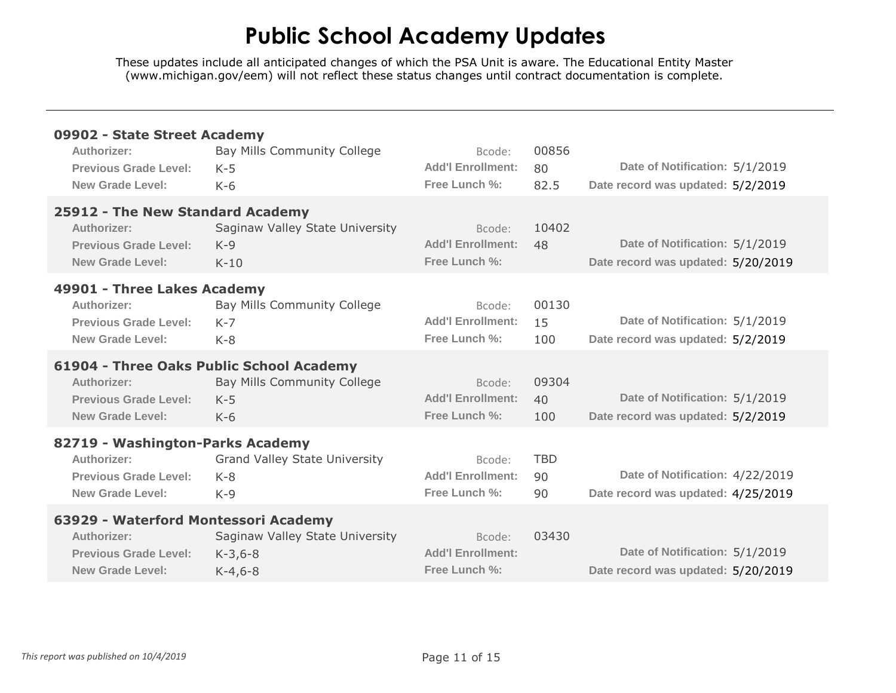# Public School Academy Updates

These updates include all anticipated changes of which the PSA Unit is aware. The Educational Entity Master (www.michigan.gov/eem) will not reflect these status changes until contract documentation is complete.

---

### 09902 - State Street Academy

| | | | | | |
|---|---|---|---|---|---|
| **Authorizer:** | Bay Mills Community College | Bcode: | 00856 | | |
| **Previous Grade Level:** | K-5 | **Add'l Enrollment:** | 80 | **Date of Notification:** | 5/1/2019 |
| **New Grade Level:** | K-6 | **Free Lunch %:** | 82.5 | **Date record was updated:** | 5/2/2019 |

### 25912 - The New Standard Academy

| | | | | | |
|---|---|---|---|---|---|
| **Authorizer:** | Saginaw Valley State University | Bcode: | 10402 | | |
| **Previous Grade Level:** | K-9 | **Add'l Enrollment:** | 48 | **Date of Notification:** | 5/1/2019 |
| **New Grade Level:** | K-10 | **Free Lunch %:** | | **Date record was updated:** | 5/20/2019 |

### 49901 - Three Lakes Academy

| | | | | | |
|---|---|---|---|---|---|
| **Authorizer:** | Bay Mills Community College | Bcode: | 00130 | | |
| **Previous Grade Level:** | K-7 | **Add'l Enrollment:** | 15 | **Date of Notification:** | 5/1/2019 |
| **New Grade Level:** | K-8 | **Free Lunch %:** | 100 | **Date record was updated:** | 5/2/2019 |

### 61904 - Three Oaks Public School Academy

| | | | | | |
|---|---|---|---|---|---|
| **Authorizer:** | Bay Mills Community College | Bcode: | 09304 | | |
| **Previous Grade Level:** | K-5 | **Add'l Enrollment:** | 40 | **Date of Notification:** | 5/1/2019 |
| **New Grade Level:** | K-6 | **Free Lunch %:** | 100 | **Date record was updated:** | 5/2/2019 |

### 82719 - Washington-Parks Academy

| | | | | | |
|---|---|---|---|---|---|
| **Authorizer:** | Grand Valley State University | Bcode: | TBD | | |
| **Previous Grade Level:** | K-8 | **Add'l Enrollment:** | 90 | **Date of Notification:** | 4/22/2019 |
| **New Grade Level:** | K-9 | **Free Lunch %:** | 90 | **Date record was updated:** | 4/25/2019 |

### 63929 - Waterford Montessori Academy

| | | | | | |
|---|---|---|---|---|---|
| **Authorizer:** | Saginaw Valley State University | Bcode: | 03430 | | |
| **Previous Grade Level:** | K-3,6-8 | **Add'l Enrollment:** | | **Date of Notification:** | 5/1/2019 |
| **New Grade Level:** | K-4,6-8 | **Free Lunch %:** | | **Date record was updated:** | 5/20/2019 |

*This report was published on 10/4/2019*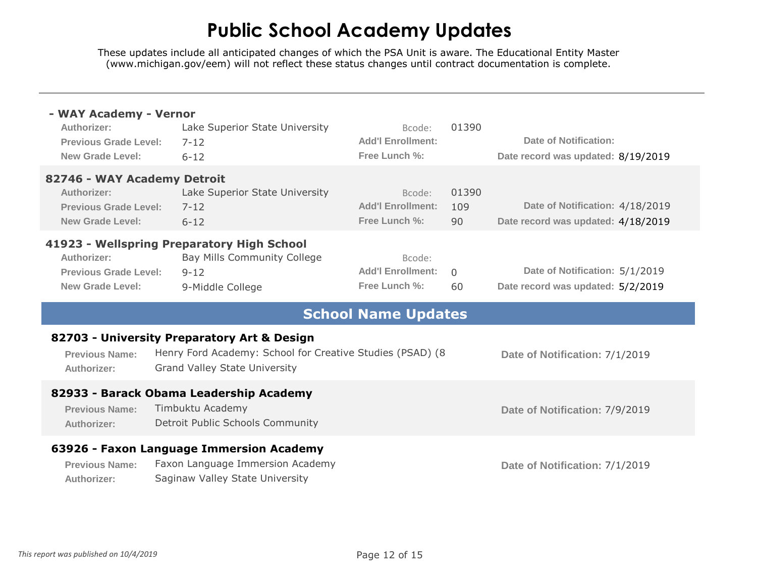# Public School Academy Updates

These updates include all anticipated changes of which the PSA Unit is aware. The Educational Entity Master (www.michigan.gov/eem) will not reflect these status changes until contract documentation is complete.

---

### - WAY Academy - Vernor

| | | | | | |
|---|---|---|---|---|---|
| **Authorizer:** | Lake Superior State University | Bcode: | 01390 | | |
| **Previous Grade Level:** | 7-12 | **Add'l Enrollment:** | | **Date of Notification:** | |
| **New Grade Level:** | 6-12 | **Free Lunch %:** | | **Date record was updated:** | 8/19/2019 |

### 82746 - WAY Academy Detroit

| | | | | | |
|---|---|---|---|---|---|
| **Authorizer:** | Lake Superior State University | Bcode: | 01390 | | |
| **Previous Grade Level:** | 7-12 | **Add'l Enrollment:** | 109 | **Date of Notification:** | 4/18/2019 |
| **New Grade Level:** | 6-12 | **Free Lunch %:** | 90 | **Date record was updated:** | 4/18/2019 |

### 41923 - Wellspring Preparatory High School

| | | | | | |
|---|---|---|---|---|---|
| **Authorizer:** | Bay Mills Community College | Bcode: | | | |
| **Previous Grade Level:** | 9-12 | **Add'l Enrollment:** | 0 | **Date of Notification:** | 5/1/2019 |
| **New Grade Level:** | 9-Middle College | **Free Lunch %:** | 60 | **Date record was updated:** | 5/2/2019 |

## School Name Updates

### 82703 - University Preparatory Art & Design

| | | |
|---|---|---|
| **Previous Name:** | Henry Ford Academy: School for Creative Studies (PSAD) (8 | **Date of Notification:** 7/1/2019 |
| **Authorizer:** | Grand Valley State University | |

### 82933 - Barack Obama Leadership Academy

| | | |
|---|---|---|
| **Previous Name:** | Timbuktu Academy | **Date of Notification:** 7/9/2019 |
| **Authorizer:** | Detroit Public Schools Community | |

### 63926 - Faxon Language Immersion Academy

| | | |
|---|---|---|
| **Previous Name:** | Faxon Language Immersion Academy | **Date of Notification:** 7/1/2019 |
| **Authorizer:** | Saginaw Valley State University | |

*This report was published on 10/4/2019*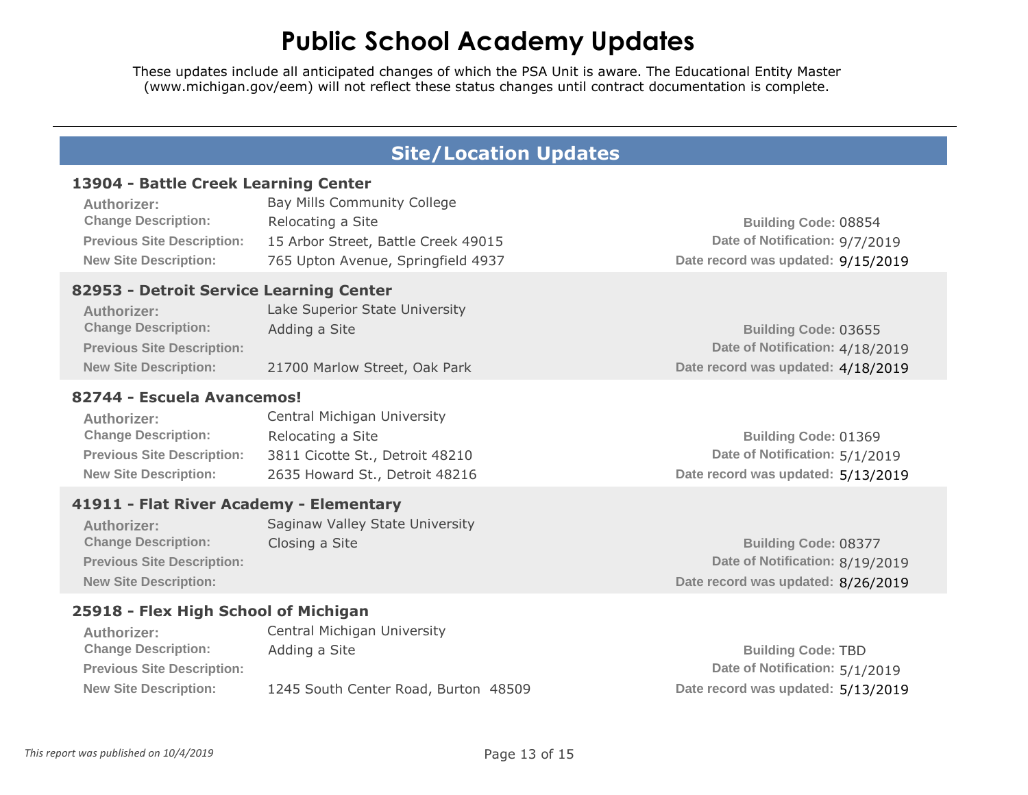# Public School Academy Updates

These updates include all anticipated changes of which the PSA Unit is aware. The Educational Entity Master (www.michigan.gov/eem) will not reflect these status changes until contract documentation is complete.

---

## Site/Location Updates

### 13904 - Battle Creek Learning Center

**Authorizer:** Bay Mills Community College
**Change Description:** Relocating a Site
**Previous Site Description:** 15 Arbor Street, Battle Creek 49015
**New Site Description:** 765 Upton Avenue, Springfield 4937

**Building Code:** 08854
**Date of Notification:** 9/7/2019
**Date record was updated:** 9/15/2019

### 82953 - Detroit Service Learning Center

**Authorizer:** Lake Superior State University
**Change Description:** Adding a Site
**Previous Site Description:**
**New Site Description:** 21700 Marlow Street, Oak Park

**Building Code:** 03655
**Date of Notification:** 4/18/2019
**Date record was updated:** 4/18/2019

### 82744 - Escuela Avancemos!

**Authorizer:** Central Michigan University
**Change Description:** Relocating a Site
**Previous Site Description:** 3811 Cicotte St., Detroit 48210
**New Site Description:** 2635 Howard St., Detroit 48216

**Building Code:** 01369
**Date of Notification:** 5/1/2019
**Date record was updated:** 5/13/2019

### 41911 - Flat River Academy - Elementary

**Authorizer:** Saginaw Valley State University
**Change Description:** Closing a Site
**Previous Site Description:**
**New Site Description:**

**Building Code:** 08377
**Date of Notification:** 8/19/2019
**Date record was updated:** 8/26/2019

### 25918 - Flex High School of Michigan

**Authorizer:** Central Michigan University
**Change Description:** Adding a Site
**Previous Site Description:**
**New Site Description:** 1245 South Center Road, Burton 48509

**Building Code:** TBD
**Date of Notification:** 5/1/2019
**Date record was updated:** 5/13/2019

*This report was published on 10/4/2019*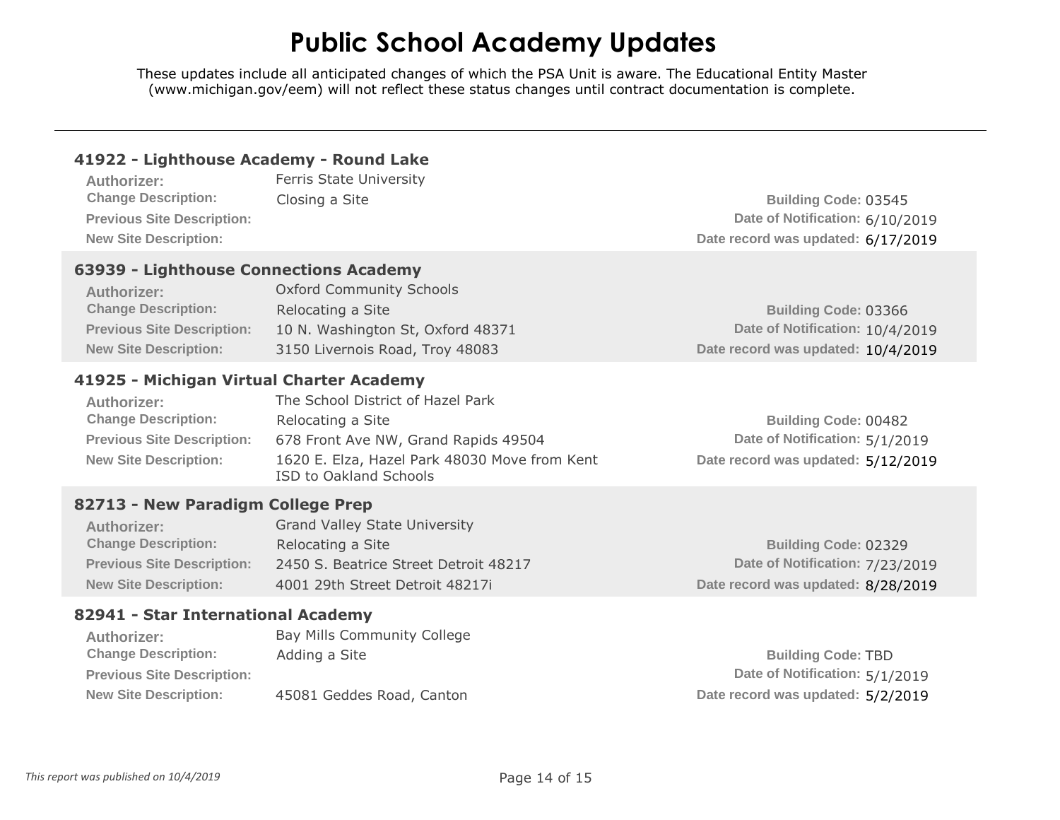# Public School Academy Updates

These updates include all anticipated changes of which the PSA Unit is aware. The Educational Entity Master (www.michigan.gov/eem) will not reflect these status changes until contract documentation is complete.

---

### 41922 - Lighthouse Academy - Round Lake

**Authorizer:** Ferris State University
**Change Description:** Closing a Site
**Previous Site Description:**
**New Site Description:**
**Building Code:** 03545
**Date of Notification:** 6/10/2019
**Date record was updated:** 6/17/2019

### 63939 - Lighthouse Connections Academy

**Authorizer:** Oxford Community Schools
**Change Description:** Relocating a Site
**Previous Site Description:** 10 N. Washington St, Oxford 48371
**New Site Description:** 3150 Livernois Road, Troy 48083
**Building Code:** 03366
**Date of Notification:** 10/4/2019
**Date record was updated:** 10/4/2019

### 41925 - Michigan Virtual Charter Academy

**Authorizer:** The School District of Hazel Park
**Change Description:** Relocating a Site
**Previous Site Description:** 678 Front Ave NW, Grand Rapids 49504
**New Site Description:** 1620 E. Elza, Hazel Park 48030 Move from Kent ISD to Oakland Schools
**Building Code:** 00482
**Date of Notification:** 5/1/2019
**Date record was updated:** 5/12/2019

### 82713 - New Paradigm College Prep

**Authorizer:** Grand Valley State University
**Change Description:** Relocating a Site
**Previous Site Description:** 2450 S. Beatrice Street Detroit 48217
**New Site Description:** 4001 29th Street Detroit 48217i
**Building Code:** 02329
**Date of Notification:** 7/23/2019
**Date record was updated:** 8/28/2019

### 82941 - Star International Academy

**Authorizer:** Bay Mills Community College
**Change Description:** Adding a Site
**Previous Site Description:**
**New Site Description:** 45081 Geddes Road, Canton
**Building Code:** TBD
**Date of Notification:** 5/1/2019
**Date record was updated:** 5/2/2019

*This report was published on 10/4/2019*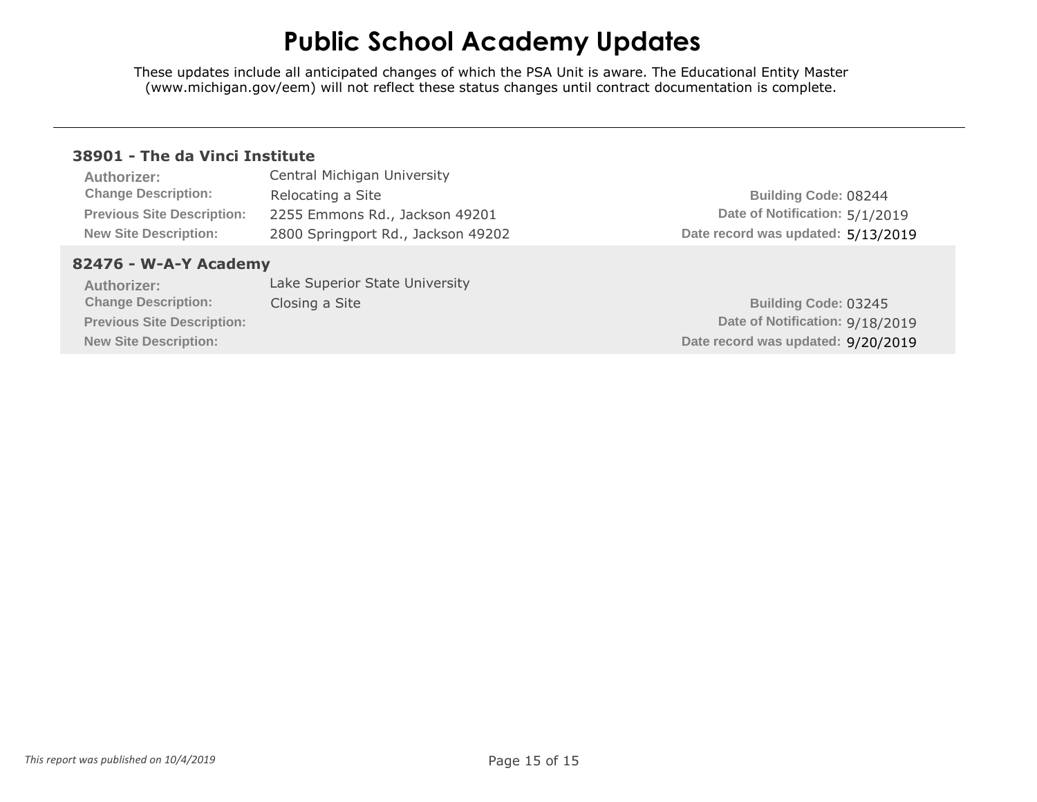# Public School Academy Updates

These updates include all anticipated changes of which the PSA Unit is aware. The Educational Entity Master (www.michigan.gov/eem) will not reflect these status changes until contract documentation is complete.

---

### 38901 - The da Vinci Institute

**Authorizer:** Central Michigan University
**Change Description:** Relocating a Site
**Previous Site Description:** 2255 Emmons Rd., Jackson 49201
**New Site Description:** 2800 Springport Rd., Jackson 49202

**Building Code:** 08244
**Date of Notification:** 5/1/2019
**Date record was updated:** 5/13/2019

### 82476 - W-A-Y Academy

**Authorizer:** Lake Superior State University
**Change Description:** Closing a Site
**Previous Site Description:**
**New Site Description:**

**Building Code:** 03245
**Date of Notification:** 9/18/2019
**Date record was updated:** 9/20/2019

*This report was published on 10/4/2019*